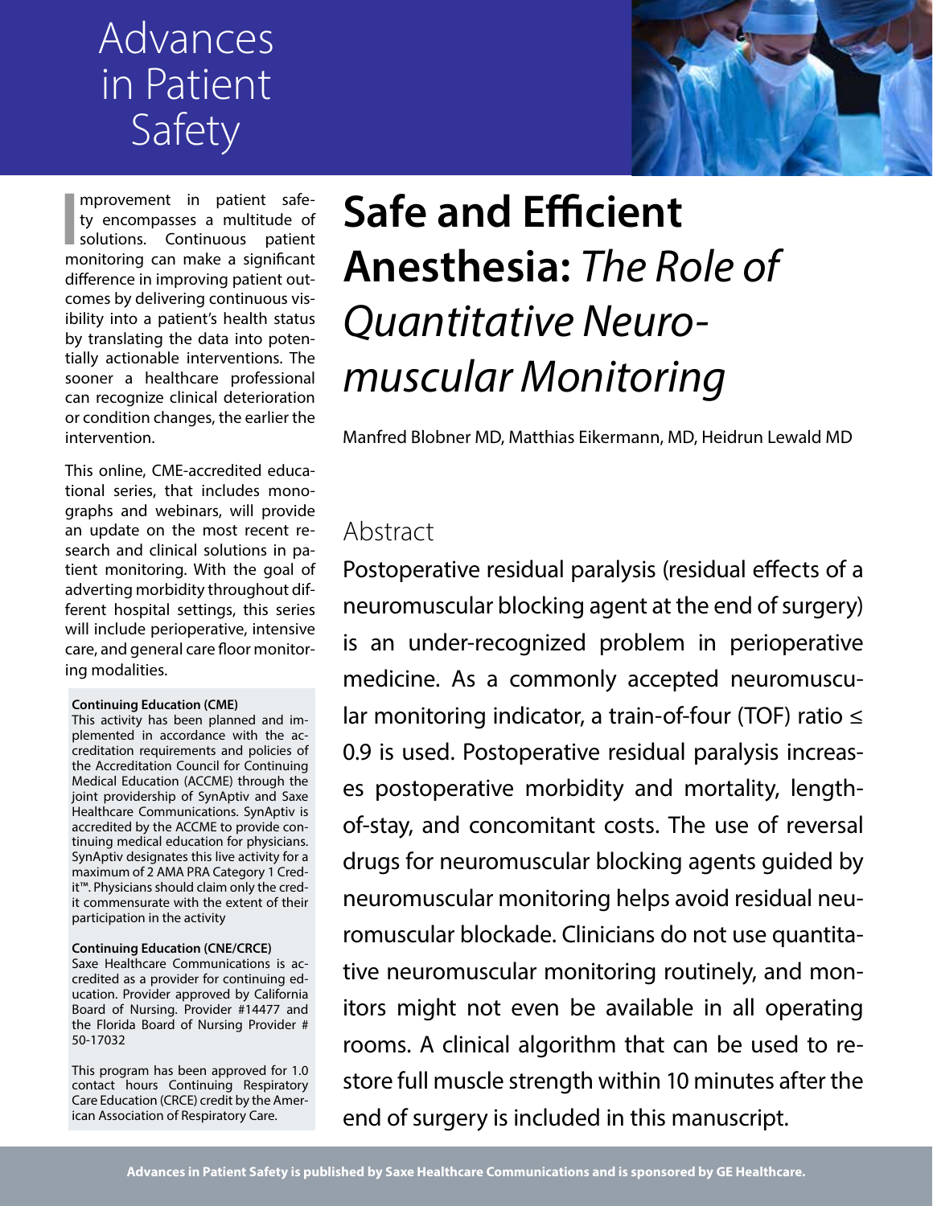# Advances in Patient Safety

Improvement in patient safety encompasses a multitude of solutions. Continuous patient monitoring can make a significant difference in improving patient outcomes by delivering continuous visibility into a patient's health status by translating the data into potentially actionable interventions. The sooner a healthcare professional can recognize clinical deterioration or condition changes, the earlier the intervention.

This online, CME-accredited educational series, that includes monographs and webinars, will provide an update on the most recent research and clinical solutions in patient monitoring. With the goal of adverting morbidity throughout different hospital settings, this series will include perioperative, intensive care, and general care floor monitoring modalities.

**Continuing Education (CME)**
This activity has been planned and implemented in accordance with the accreditation requirements and policies of the Accreditation Council for Continuing Medical Education (ACCME) through the joint providership of SynAptiv and Saxe Healthcare Communications. SynAptiv is accredited by the ACCME to provide continuing medical education for physicians. SynAptiv designates this live activity for a maximum of 2 AMA PRA Category 1 Credit™. Physicians should claim only the credit commensurate with the extent of their participation in the activity

**Continuing Education (CNE/CRCE)**
Saxe Healthcare Communications is accredited as a provider for continuing education. Provider approved by California Board of Nursing. Provider #14477 and the Florida Board of Nursing Provider # 50-17032

This program has been approved for 1.0 contact hours Continuing Respiratory Care Education (CRCE) credit by the American Association of Respiratory Care.

# Safe and Efficient Anesthesia: *The Role of Quantitative Neuromuscular Monitoring*

Manfred Blobner MD, Matthias Eikermann, MD, Heidrun Lewald MD

## Abstract

Postoperative residual paralysis (residual effects of a neuromuscular blocking agent at the end of surgery) is an under-recognized problem in perioperative medicine. As a commonly accepted neuromuscular monitoring indicator, a train-of-four (TOF) ratio ≤ 0.9 is used. Postoperative residual paralysis increases postoperative morbidity and mortality, length-of-stay, and concomitant costs. The use of reversal drugs for neuromuscular blocking agents guided by neuromuscular monitoring helps avoid residual neuromuscular blockade. Clinicians do not use quantitative neuromuscular monitoring routinely, and monitors might not even be available in all operating rooms. A clinical algorithm that can be used to restore full muscle strength within 10 minutes after the end of surgery is included in this manuscript.

Advances in Patient Safety is published by Saxe Healthcare Communications and is sponsored by GE Healthcare.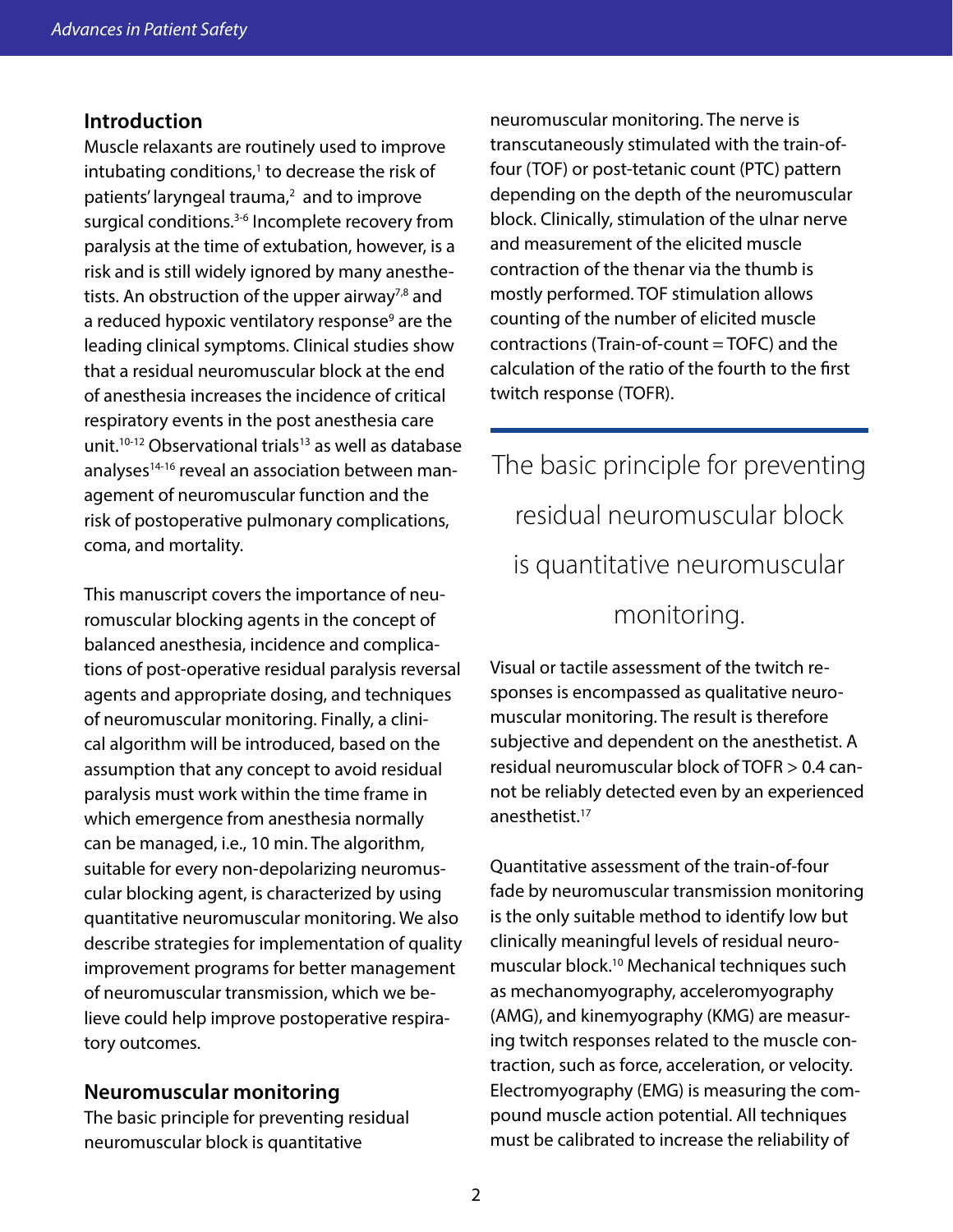## Introduction

Muscle relaxants are routinely used to improve intubating conditions,[1] to decrease the risk of patients' laryngeal trauma,[2] and to improve surgical conditions.[3-6] Incomplete recovery from paralysis at the time of extubation, however, is a risk and is still widely ignored by many anesthetists. An obstruction of the upper airway[7,8] and a reduced hypoxic ventilatory response[9] are the leading clinical symptoms. Clinical studies show that a residual neuromuscular block at the end of anesthesia increases the incidence of critical respiratory events in the post anesthesia care unit.[10-12] Observational trials[13] as well as database analyses[14-16] reveal an association between management of neuromuscular function and the risk of postoperative pulmonary complications, coma, and mortality.

This manuscript covers the importance of neuromuscular blocking agents in the concept of balanced anesthesia, incidence and complications of post-operative residual paralysis reversal agents and appropriate dosing, and techniques of neuromuscular monitoring. Finally, a clinical algorithm will be introduced, based on the assumption that any concept to avoid residual paralysis must work within the time frame in which emergence from anesthesia normally can be managed, i.e., 10 min. The algorithm, suitable for every non-depolarizing neuromuscular blocking agent, is characterized by using quantitative neuromuscular monitoring. We also describe strategies for implementation of quality improvement programs for better management of neuromuscular transmission, which we believe could help improve postoperative respiratory outcomes.

## Neuromuscular monitoring

The basic principle for preventing residual neuromuscular block is quantitative neuromuscular monitoring. The nerve is transcutaneously stimulated with the train-of-four (TOF) or post-tetanic count (PTC) pattern depending on the depth of the neuromuscular block. Clinically, stimulation of the ulnar nerve and measurement of the elicited muscle contraction of the thenar via the thumb is mostly performed. TOF stimulation allows counting of the number of elicited muscle contractions (Train-of-count = TOFC) and the calculation of the ratio of the fourth to the first twitch response (TOFR).

> The basic principle for preventing residual neuromuscular block is quantitative neuromuscular monitoring.

Visual or tactile assessment of the twitch responses is encompassed as qualitative neuromuscular monitoring. The result is therefore subjective and dependent on the anesthetist. A residual neuromuscular block of TOFR > 0.4 cannot be reliably detected even by an experienced anesthetist.[17]

Quantitative assessment of the train-of-four fade by neuromuscular transmission monitoring is the only suitable method to identify low but clinically meaningful levels of residual neuromuscular block.[10] Mechanical techniques such as mechanomyography, acceleromyography (AMG), and kinemyography (KMG) are measuring twitch responses related to the muscle contraction, such as force, acceleration, or velocity. Electromyography (EMG) is measuring the compound muscle action potential. All techniques must be calibrated to increase the reliability of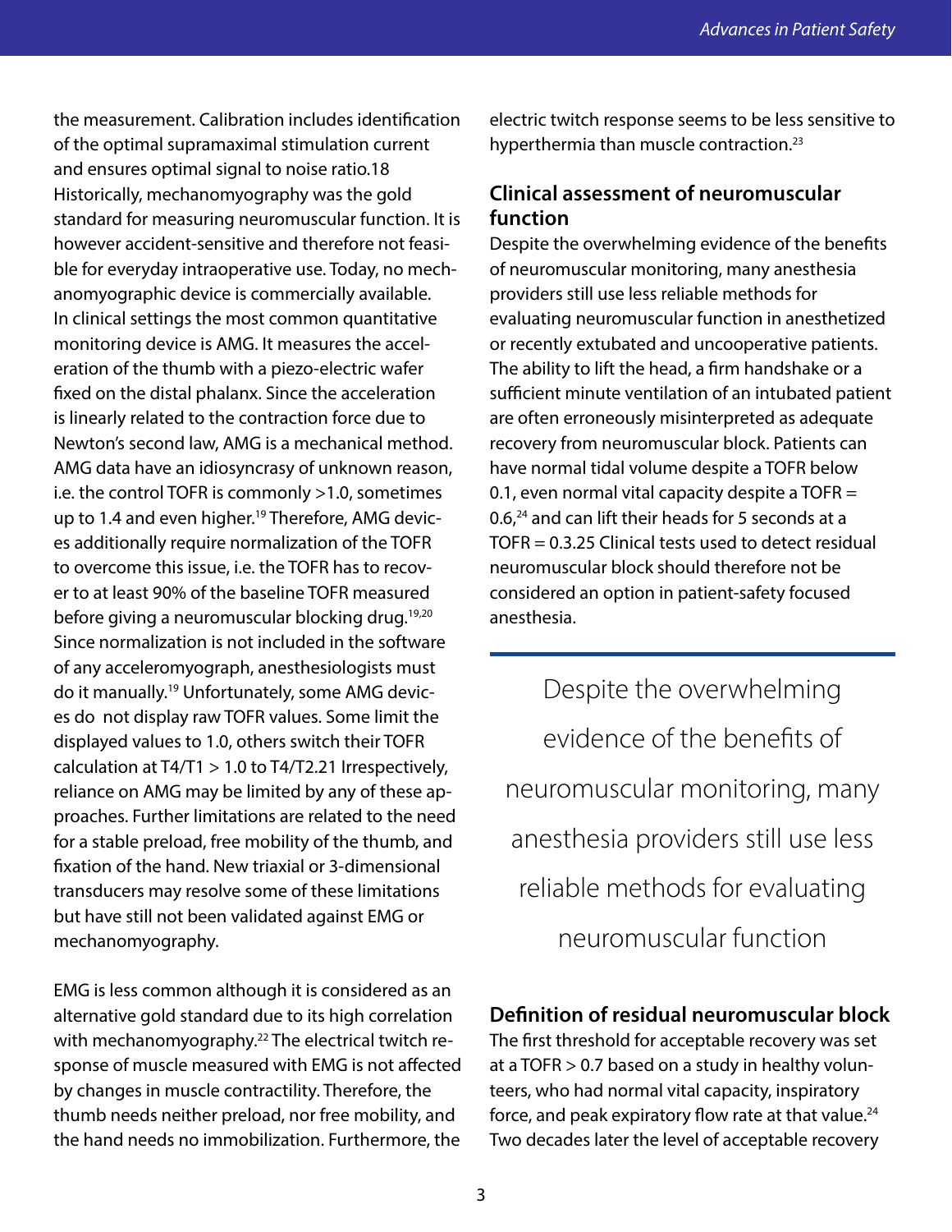the measurement. Calibration includes identification of the optimal supramaximal stimulation current and ensures optimal signal to noise ratio.18 Historically, mechanomyography was the gold standard for measuring neuromuscular function. It is however accident-sensitive and therefore not feasible for everyday intraoperative use. Today, no mechanomyographic device is commercially available. In clinical settings the most common quantitative monitoring device is AMG. It measures the acceleration of the thumb with a piezo-electric wafer fixed on the distal phalanx. Since the acceleration is linearly related to the contraction force due to Newton's second law, AMG is a mechanical method. AMG data have an idiosyncrasy of unknown reason, i.e. the control TOFR is commonly >1.0, sometimes up to 1.4 and even higher.[19] Therefore, AMG devices additionally require normalization of the TOFR to overcome this issue, i.e. the TOFR has to recover to at least 90% of the baseline TOFR measured before giving a neuromuscular blocking drug.[19,20] Since normalization is not included in the software of any acceleromyograph, anesthesiologists must do it manually.[19] Unfortunately, some AMG devices do not display raw TOFR values. Some limit the displayed values to 1.0, others switch their TOFR calculation at T4/T1 > 1.0 to T4/T2.21 Irrespectively, reliance on AMG may be limited by any of these approaches. Further limitations are related to the need for a stable preload, free mobility of the thumb, and fixation of the hand. New triaxial or 3-dimensional transducers may resolve some of these limitations but have still not been validated against EMG or mechanomyography.

EMG is less common although it is considered as an alternative gold standard due to its high correlation with mechanomyography.[22] The electrical twitch response of muscle measured with EMG is not affected by changes in muscle contractility. Therefore, the thumb needs neither preload, nor free mobility, and the hand needs no immobilization. Furthermore, the electric twitch response seems to be less sensitive to hyperthermia than muscle contraction.[23]

## Clinical assessment of neuromuscular function

Despite the overwhelming evidence of the benefits of neuromuscular monitoring, many anesthesia providers still use less reliable methods for evaluating neuromuscular function in anesthetized or recently extubated and uncooperative patients. The ability to lift the head, a firm handshake or a sufficient minute ventilation of an intubated patient are often erroneously misinterpreted as adequate recovery from neuromuscular block. Patients can have normal tidal volume despite a TOFR below 0.1, even normal vital capacity despite a TOFR = 0.6,[24] and can lift their heads for 5 seconds at a TOFR = 0.3.25 Clinical tests used to detect residual neuromuscular block should therefore not be considered an option in patient-safety focused anesthesia.

> Despite the overwhelming evidence of the benefits of neuromuscular monitoring, many anesthesia providers still use less reliable methods for evaluating neuromuscular function

## Definition of residual neuromuscular block

The first threshold for acceptable recovery was set at a TOFR > 0.7 based on a study in healthy volunteers, who had normal vital capacity, inspiratory force, and peak expiratory flow rate at that value.[24] Two decades later the level of acceptable recovery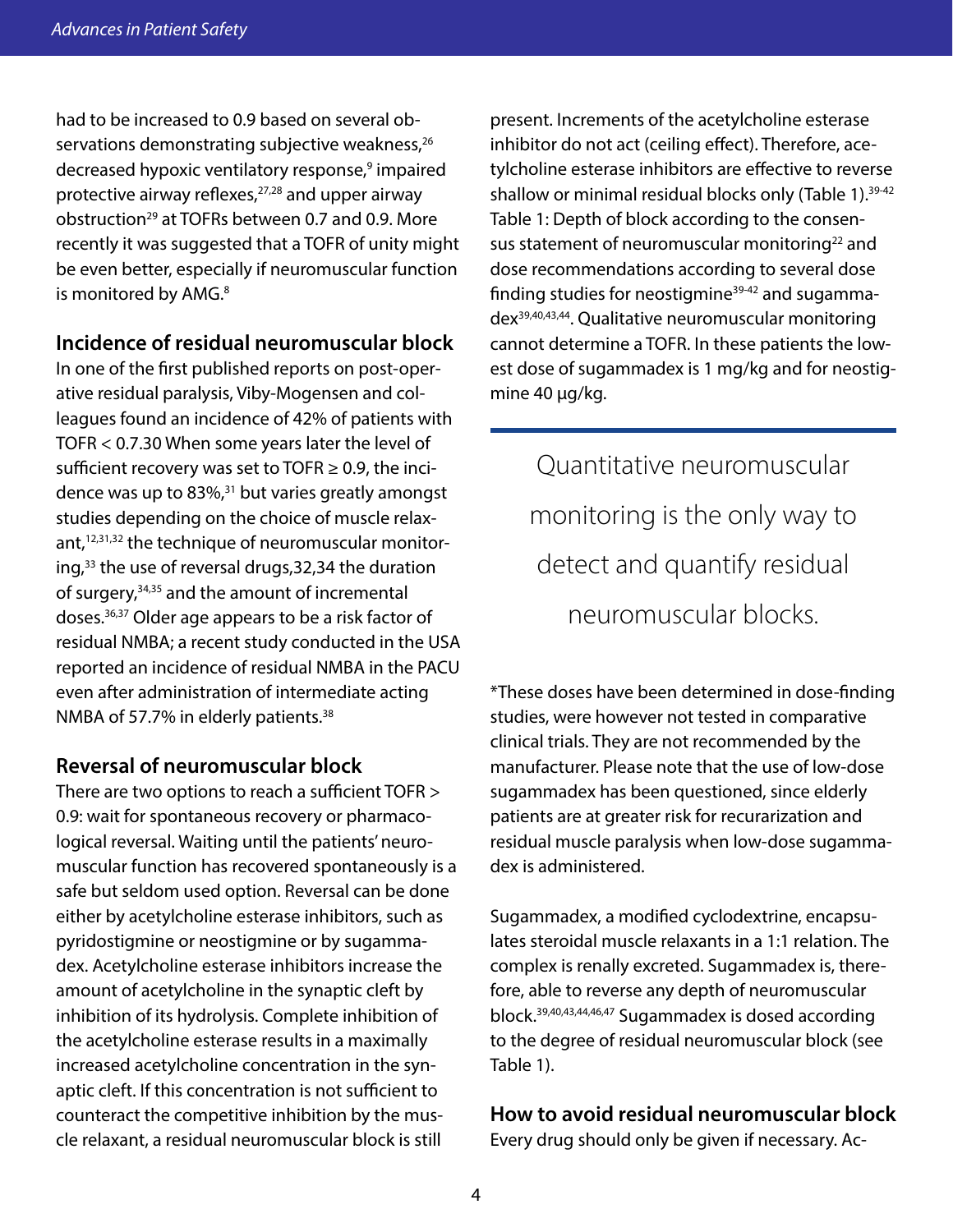had to be increased to 0.9 based on several observations demonstrating subjective weakness,[26] decreased hypoxic ventilatory response,[9] impaired protective airway reflexes,[27,28] and upper airway obstruction[29] at TOFRs between 0.7 and 0.9. More recently it was suggested that a TOFR of unity might be even better, especially if neuromuscular function is monitored by AMG.[8]

## Incidence of residual neuromuscular block

In one of the first published reports on post-operative residual paralysis, Viby-Mogensen and colleagues found an incidence of 42% of patients with TOFR < 0.7.30 When some years later the level of sufficient recovery was set to TOFR ≥ 0.9, the incidence was up to 83%,[31] but varies greatly amongst studies depending on the choice of muscle relaxant,[12,31,32] the technique of neuromuscular monitoring,[33] the use of reversal drugs,32,34 the duration of surgery,[34,35] and the amount of incremental doses.[36,37] Older age appears to be a risk factor of residual NMBA; a recent study conducted in the USA reported an incidence of residual NMBA in the PACU even after administration of intermediate acting NMBA of 57.7% in elderly patients.[38]

## Reversal of neuromuscular block

There are two options to reach a sufficient TOFR > 0.9: wait for spontaneous recovery or pharmacological reversal. Waiting until the patients' neuromuscular function has recovered spontaneously is a safe but seldom used option. Reversal can be done either by acetylcholine esterase inhibitors, such as pyridostigmine or neostigmine or by sugammadex. Acetylcholine esterase inhibitors increase the amount of acetylcholine in the synaptic cleft by inhibition of its hydrolysis. Complete inhibition of the acetylcholine esterase results in a maximally increased acetylcholine concentration in the synaptic cleft. If this concentration is not sufficient to counteract the competitive inhibition by the muscle relaxant, a residual neuromuscular block is still present. Increments of the acetylcholine esterase inhibitor do not act (ceiling effect). Therefore, acetylcholine esterase inhibitors are effective to reverse shallow or minimal residual blocks only (Table 1).[39-42]

Table 1: Depth of block according to the consensus statement of neuromuscular monitoring[22] and dose recommendations according to several dose finding studies for neostigmine[39-42] and sugammadex[39,40,43,44]. Qualitative neuromuscular monitoring cannot determine a TOFR. In these patients the lowest dose of sugammadex is 1 mg/kg and for neostigmine 40 µg/kg.

> Quantitative neuromuscular monitoring is the only way to detect and quantify residual neuromuscular blocks.

*These doses have been determined in dose-finding studies, were however not tested in comparative clinical trials. They are not recommended by the manufacturer. Please note that the use of low-dose sugammadex has been questioned, since elderly patients are at greater risk for recurarization and residual muscle paralysis when low-dose sugammadex is administered.

Sugammadex, a modified cyclodextrine, encapsulates steroidal muscle relaxants in a 1:1 relation. The complex is renally excreted. Sugammadex is, therefore, able to reverse any depth of neuromuscular block.[39,40,43,44,46,47] Sugammadex is dosed according to the degree of residual neuromuscular block (see Table 1).

## How to avoid residual neuromuscular block

Every drug should only be given if necessary. Ac-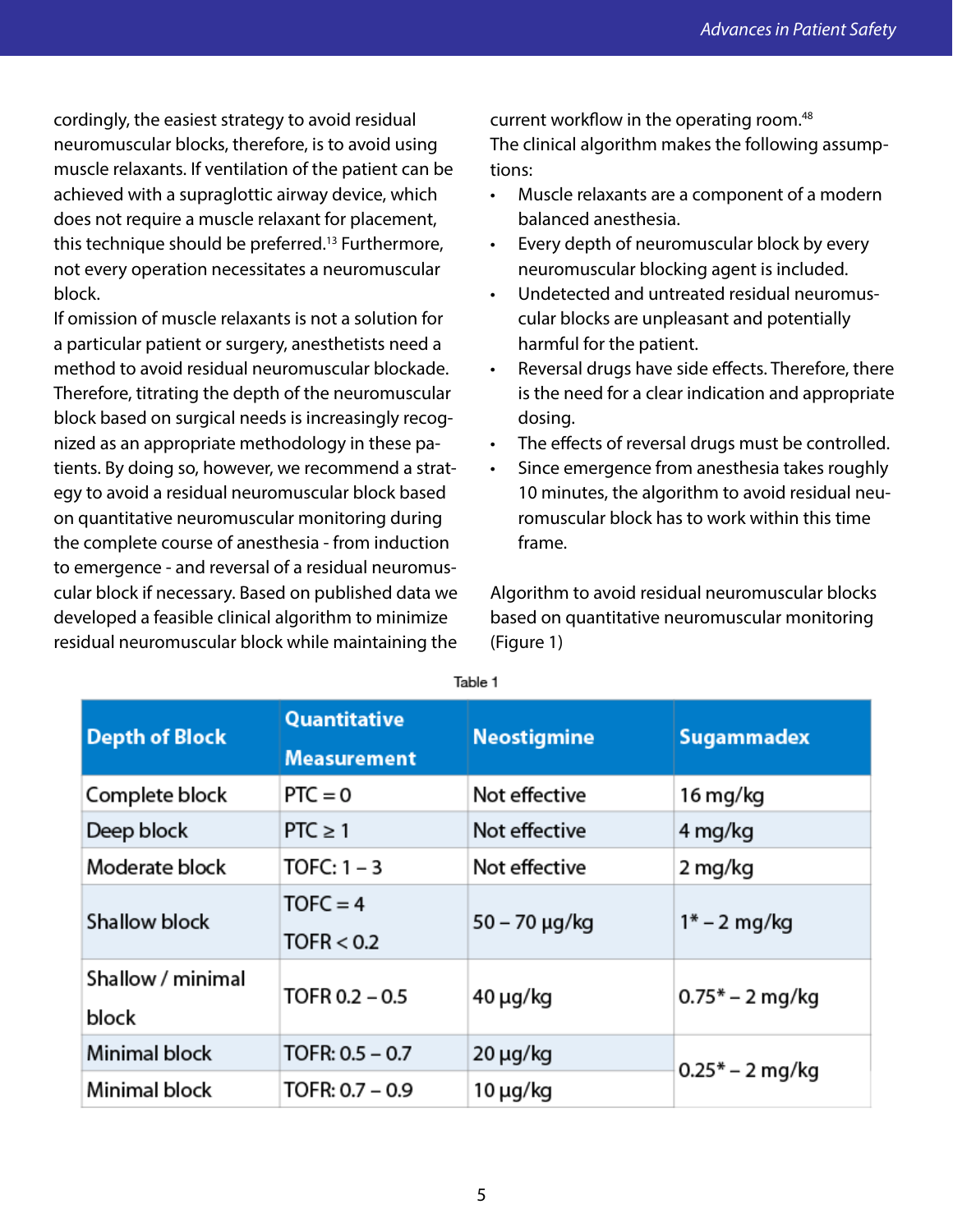cordingly, the easiest strategy to avoid residual neuromuscular blocks, therefore, is to avoid using muscle relaxants. If ventilation of the patient can be achieved with a supraglottic airway device, which does not require a muscle relaxant for placement, this technique should be preferred.[13] Furthermore, not every operation necessitates a neuromuscular block.

If omission of muscle relaxants is not a solution for a particular patient or surgery, anesthetists need a method to avoid residual neuromuscular blockade. Therefore, titrating the depth of the neuromuscular block based on surgical needs is increasingly recognized as an appropriate methodology in these patients. By doing so, however, we recommend a strategy to avoid a residual neuromuscular block based on quantitative neuromuscular monitoring during the complete course of anesthesia - from induction to emergence - and reversal of a residual neuromuscular block if necessary. Based on published data we developed a feasible clinical algorithm to minimize residual neuromuscular block while maintaining the current workflow in the operating room.[48]

The clinical algorithm makes the following assumptions:

- Muscle relaxants are a component of a modern balanced anesthesia.
- Every depth of neuromuscular block by every neuromuscular blocking agent is included.
- Undetected and untreated residual neuromuscular blocks are unpleasant and potentially harmful for the patient.
- Reversal drugs have side effects. Therefore, there is the need for a clear indication and appropriate dosing.
- The effects of reversal drugs must be controlled.
- Since emergence from anesthesia takes roughly 10 minutes, the algorithm to avoid residual neuromuscular block has to work within this time frame.

Algorithm to avoid residual neuromuscular blocks based on quantitative neuromuscular monitoring (Figure 1)

Table 1

| Depth of Block | Quantitative Measurement | Neostigmine | Sugammadex |
|---|---|---|---|
| Complete block | PTC = 0 | Not effective | 16 mg/kg |
| Deep block | PTC ≥ 1 | Not effective | 4 mg/kg |
| Moderate block | TOFC: 1 – 3 | Not effective | 2 mg/kg |
| Shallow block | TOFC = 4<br>TOFR < 0.2 | 50 – 70 µg/kg | 1* – 2 mg/kg |
| Shallow / minimal block | TOFR 0.2 – 0.5 | 40 µg/kg | 0.75* – 2 mg/kg |
| Minimal block | TOFR: 0.5 – 0.7 | 20 µg/kg | 0.25* – 2 mg/kg |
| Minimal block | TOFR: 0.7 – 0.9 | 10 µg/kg | |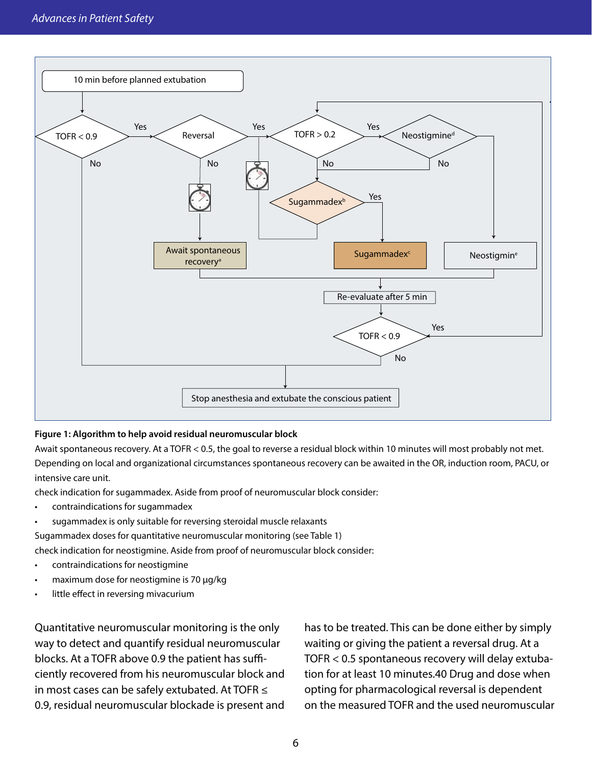10 min before planned extubation

TOFR < 0.9 — Yes → Reversal — Yes → TOFR > 0.2 — Yes → Neostigmine[d]

TOFR < 0.9 — No → Stop anesthesia and extubate the conscious patient

Reversal — No → Await spontaneous recovery[a]

TOFR > 0.2 — No → Sugammadex[b] — Yes → Sugammadex[c]

Neostigmine[d] — Yes → Neostigmin[e]

Neostigmine[d] — No → Sugammadex[b]

Sugammadex[b] — No → Await spontaneous recovery[a]

Await spontaneous recovery[a] / Sugammadex[c] / Neostigmin[e] → Re-evaluate after 5 min → TOFR < 0.9

TOFR < 0.9 — Yes → TOFR > 0.2

TOFR < 0.9 — No → Stop anesthesia and extubate the conscious patient

**Figure 1: Algorithm to help avoid residual neuromuscular block**

Await spontaneous recovery. At a TOFR < 0.5, the goal to reverse a residual block within 10 minutes will most probably not met. Depending on local and organizational circumstances spontaneous recovery can be awaited in the OR, induction room, PACU, or intensive care unit.

check indication for sugammadex. Aside from proof of neuromuscular block consider:

- contraindications for sugammadex
- sugammadex is only suitable for reversing steroidal muscle relaxants

Sugammadex doses for quantitative neuromuscular monitoring (see Table 1)

check indication for neostigmine. Aside from proof of neuromuscular block consider:

- contraindications for neostigmine
- maximum dose for neostigmine is 70 µg/kg
- little effect in reversing mivacurium

Quantitative neuromuscular monitoring is the only way to detect and quantify residual neuromuscular blocks. At a TOFR above 0.9 the patient has sufficiently recovered from his neuromuscular block and in most cases can be safely extubated. At TOFR ≤ 0.9, residual neuromuscular blockade is present and has to be treated. This can be done either by simply waiting or giving the patient a reversal drug. At a TOFR < 0.5 spontaneous recovery will delay extubation for at least 10 minutes.40 Drug and dose when opting for pharmacological reversal is dependent on the measured TOFR and the used neuromuscular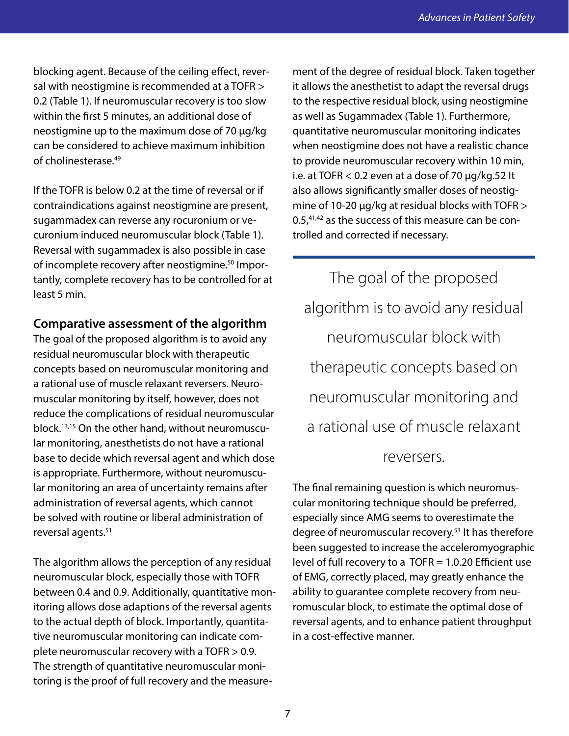blocking agent. Because of the ceiling effect, reversal with neostigmine is recommended at a TOFR > 0.2 (Table 1). If neuromuscular recovery is too slow within the first 5 minutes, an additional dose of neostigmine up to the maximum dose of 70 µg/kg can be considered to achieve maximum inhibition of cholinesterase.[49]

If the TOFR is below 0.2 at the time of reversal or if contraindications against neostigmine are present, sugammadex can reverse any rocuronium or vecuronium induced neuromuscular block (Table 1). Reversal with sugammadex is also possible in case of incomplete recovery after neostigmine.[50] Importantly, complete recovery has to be controlled for at least 5 min.

### Comparative assessment of the algorithm

The goal of the proposed algorithm is to avoid any residual neuromuscular block with therapeutic concepts based on neuromuscular monitoring and a rational use of muscle relaxant reversers. Neuromuscular monitoring by itself, however, does not reduce the complications of residual neuromuscular block.[13,15] On the other hand, without neuromuscular monitoring, anesthetists do not have a rational base to decide which reversal agent and which dose is appropriate. Furthermore, without neuromuscular monitoring an area of uncertainty remains after administration of reversal agents, which cannot be solved with routine or liberal administration of reversal agents.[51]

The algorithm allows the perception of any residual neuromuscular block, especially those with TOFR between 0.4 and 0.9. Additionally, quantitative monitoring allows dose adaptions of the reversal agents to the actual depth of block. Importantly, quantitative neuromuscular monitoring can indicate complete neuromuscular recovery with a TOFR > 0.9. The strength of quantitative neuromuscular monitoring is the proof of full recovery and the measurement of the degree of residual block. Taken together it allows the anesthetist to adapt the reversal drugs to the respective residual block, using neostigmine as well as Sugammadex (Table 1). Furthermore, quantitative neuromuscular monitoring indicates when neostigmine does not have a realistic chance to provide neuromuscular recovery within 10 min, i.e. at TOFR < 0.2 even at a dose of 70 µg/kg.52 It also allows significantly smaller doses of neostigmine of 10-20 µg/kg at residual blocks with TOFR > 0.5,[41,42] as the success of this measure can be controlled and corrected if necessary.

> The goal of the proposed algorithm is to avoid any residual neuromuscular block with therapeutic concepts based on neuromuscular monitoring and a rational use of muscle relaxant reversers.

The final remaining question is which neuromuscular monitoring technique should be preferred, especially since AMG seems to overestimate the degree of neuromuscular recovery.[53] It has therefore been suggested to increase the acceleromyographic level of full recovery to a TOFR = 1.0.20 Efficient use of EMG, correctly placed, may greatly enhance the ability to guarantee complete recovery from neuromuscular block, to estimate the optimal dose of reversal agents, and to enhance patient throughput in a cost-effective manner.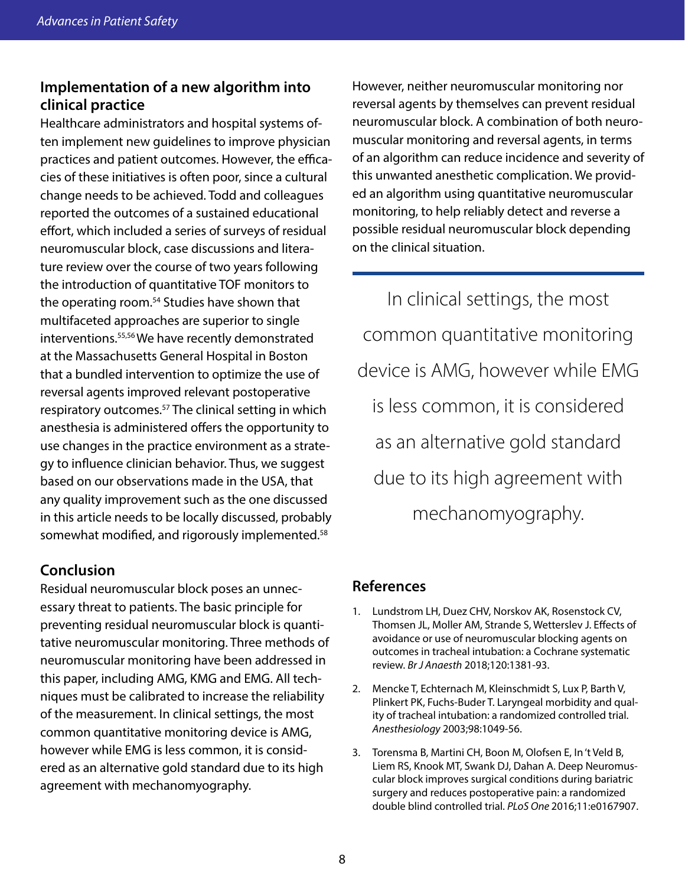## Implementation of a new algorithm into clinical practice

Healthcare administrators and hospital systems often implement new guidelines to improve physician practices and patient outcomes. However, the efficacies of these initiatives is often poor, since a cultural change needs to be achieved. Todd and colleagues reported the outcomes of a sustained educational effort, which included a series of surveys of residual neuromuscular block, case discussions and literature review over the course of two years following the introduction of quantitative TOF monitors to the operating room.[54] Studies have shown that multifaceted approaches are superior to single interventions.[55,56] We have recently demonstrated at the Massachusetts General Hospital in Boston that a bundled intervention to optimize the use of reversal agents improved relevant postoperative respiratory outcomes.[57] The clinical setting in which anesthesia is administered offers the opportunity to use changes in the practice environment as a strategy to influence clinician behavior. Thus, we suggest based on our observations made in the USA, that any quality improvement such as the one discussed in this article needs to be locally discussed, probably somewhat modified, and rigorously implemented.[58]

## Conclusion

Residual neuromuscular block poses an unnecessary threat to patients. The basic principle for preventing residual neuromuscular block is quantitative neuromuscular monitoring. Three methods of neuromuscular monitoring have been addressed in this paper, including AMG, KMG and EMG. All techniques must be calibrated to increase the reliability of the measurement. In clinical settings, the most common quantitative monitoring device is AMG, however while EMG is less common, it is considered as an alternative gold standard due to its high agreement with mechanomyography.

However, neither neuromuscular monitoring nor reversal agents by themselves can prevent residual neuromuscular block. A combination of both neuromuscular monitoring and reversal agents, in terms of an algorithm can reduce incidence and severity of this unwanted anesthetic complication. We provided an algorithm using quantitative neuromuscular monitoring, to help reliably detect and reverse a possible residual neuromuscular block depending on the clinical situation.

> In clinical settings, the most common quantitative monitoring device is AMG, however while EMG is less common, it is considered as an alternative gold standard due to its high agreement with mechanomyography.

## References

1. Lundstrom LH, Duez CHV, Norskov AK, Rosenstock CV, Thomsen JL, Moller AM, Strande S, Wetterslev J. Effects of avoidance or use of neuromuscular blocking agents on outcomes in tracheal intubation: a Cochrane systematic review. *Br J Anaesth* 2018;120:1381-93.

2. Mencke T, Echternach M, Kleinschmidt S, Lux P, Barth V, Plinkert PK, Fuchs-Buder T. Laryngeal morbidity and quality of tracheal intubation: a randomized controlled trial. *Anesthesiology* 2003;98:1049-56.

3. Torensma B, Martini CH, Boon M, Olofsen E, In 't Veld B, Liem RS, Knook MT, Swank DJ, Dahan A. Deep Neuromuscular block improves surgical conditions during bariatric surgery and reduces postoperative pain: a randomized double blind controlled trial. *PLoS One* 2016;11:e0167907.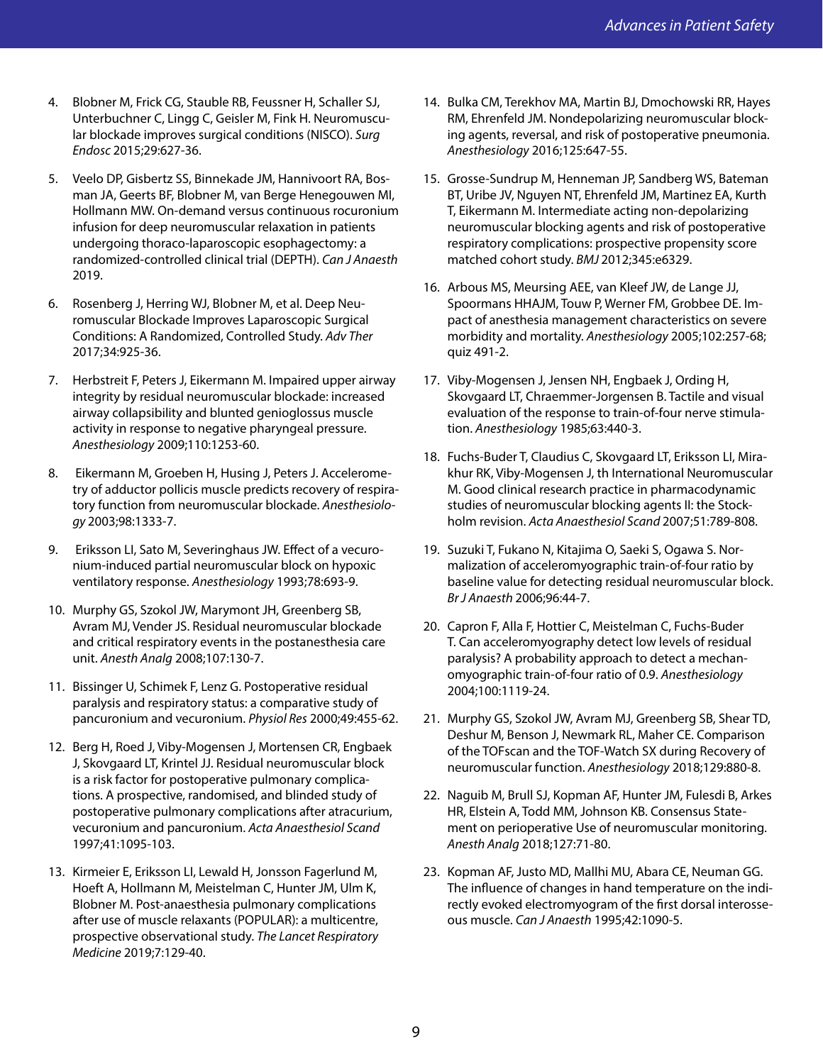4. Blobner M, Frick CG, Stauble RB, Feussner H, Schaller SJ, Unterbuchner C, Lingg C, Geisler M, Fink H. Neuromuscular blockade improves surgical conditions (NISCO). *Surg Endosc* 2015;29:627-36.

5. Veelo DP, Gisbertz SS, Binnekade JM, Hannivoort RA, Bosman JA, Geerts BF, Blobner M, van Berge Henegouwen MI, Hollmann MW. On-demand versus continuous rocuronium infusion for deep neuromuscular relaxation in patients undergoing thoraco-laparoscopic esophagectomy: a randomized-controlled clinical trial (DEPTH). *Can J Anaesth* 2019.

6. Rosenberg J, Herring WJ, Blobner M, et al. Deep Neuromuscular Blockade Improves Laparoscopic Surgical Conditions: A Randomized, Controlled Study. *Adv Ther* 2017;34:925-36.

7. Herbstreit F, Peters J, Eikermann M. Impaired upper airway integrity by residual neuromuscular blockade: increased airway collapsibility and blunted genioglossus muscle activity in response to negative pharyngeal pressure. *Anesthesiology* 2009;110:1253-60.

8. Eikermann M, Groeben H, Husing J, Peters J. Accelerometry of adductor pollicis muscle predicts recovery of respiratory function from neuromuscular blockade. *Anesthesiology* 2003;98:1333-7.

9. Eriksson LI, Sato M, Severinghaus JW. Effect of a vecuronium-induced partial neuromuscular block on hypoxic ventilatory response. *Anesthesiology* 1993;78:693-9.

10. Murphy GS, Szokol JW, Marymont JH, Greenberg SB, Avram MJ, Vender JS. Residual neuromuscular blockade and critical respiratory events in the postanesthesia care unit. *Anesth Analg* 2008;107:130-7.

11. Bissinger U, Schimek F, Lenz G. Postoperative residual paralysis and respiratory status: a comparative study of pancuronium and vecuronium. *Physiol Res* 2000;49:455-62.

12. Berg H, Roed J, Viby-Mogensen J, Mortensen CR, Engbaek J, Skovgaard LT, Krintel JJ. Residual neuromuscular block is a risk factor for postoperative pulmonary complications. A prospective, randomised, and blinded study of postoperative pulmonary complications after atracurium, vecuronium and pancuronium. *Acta Anaesthesiol Scand* 1997;41:1095-103.

13. Kirmeier E, Eriksson LI, Lewald H, Jonsson Fagerlund M, Hoeft A, Hollmann M, Meistelman C, Hunter JM, Ulm K, Blobner M. Post-anaesthesia pulmonary complications after use of muscle relaxants (POPULAR): a multicentre, prospective observational study. *The Lancet Respiratory Medicine* 2019;7:129-40.

14. Bulka CM, Terekhov MA, Martin BJ, Dmochowski RR, Hayes RM, Ehrenfeld JM. Nondepolarizing neuromuscular blocking agents, reversal, and risk of postoperative pneumonia. *Anesthesiology* 2016;125:647-55.

15. Grosse-Sundrup M, Henneman JP, Sandberg WS, Bateman BT, Uribe JV, Nguyen NT, Ehrenfeld JM, Martinez EA, Kurth T, Eikermann M. Intermediate acting non-depolarizing neuromuscular blocking agents and risk of postoperative respiratory complications: prospective propensity score matched cohort study. *BMJ* 2012;345:e6329.

16. Arbous MS, Meursing AEE, van Kleef JW, de Lange JJ, Spoormans HHAJM, Touw P, Werner FM, Grobbee DE. Impact of anesthesia management characteristics on severe morbidity and mortality. *Anesthesiology* 2005;102:257-68; quiz 491-2.

17. Viby-Mogensen J, Jensen NH, Engbaek J, Ording H, Skovgaard LT, Chraemmer-Jorgensen B. Tactile and visual evaluation of the response to train-of-four nerve stimulation. *Anesthesiology* 1985;63:440-3.

18. Fuchs-Buder T, Claudius C, Skovgaard LT, Eriksson LI, Mirakhur RK, Viby-Mogensen J, th International Neuromuscular M. Good clinical research practice in pharmacodynamic studies of neuromuscular blocking agents II: the Stockholm revision. *Acta Anaesthesiol Scand* 2007;51:789-808.

19. Suzuki T, Fukano N, Kitajima O, Saeki S, Ogawa S. Normalization of acceleromyographic train-of-four ratio by baseline value for detecting residual neuromuscular block. *Br J Anaesth* 2006;96:44-7.

20. Capron F, Alla F, Hottier C, Meistelman C, Fuchs-Buder T. Can acceleromyography detect low levels of residual paralysis? A probability approach to detect a mechanomyographic train-of-four ratio of 0.9. *Anesthesiology* 2004;100:1119-24.

21. Murphy GS, Szokol JW, Avram MJ, Greenberg SB, Shear TD, Deshur M, Benson J, Newmark RL, Maher CE. Comparison of the TOFscan and the TOF-Watch SX during Recovery of neuromuscular function. *Anesthesiology* 2018;129:880-8.

22. Naguib M, Brull SJ, Kopman AF, Hunter JM, Fulesdi B, Arkes HR, Elstein A, Todd MM, Johnson KB. Consensus Statement on perioperative Use of neuromuscular monitoring. *Anesth Analg* 2018;127:71-80.

23. Kopman AF, Justo MD, Mallhi MU, Abara CE, Neuman GG. The influence of changes in hand temperature on the indirectly evoked electromyogram of the first dorsal interosseous muscle. *Can J Anaesth* 1995;42:1090-5.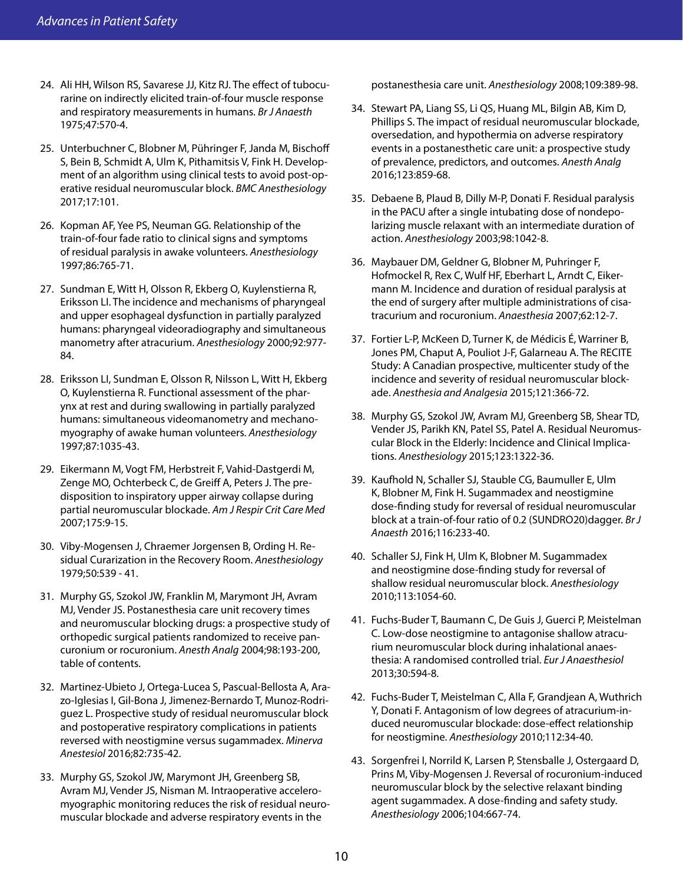24. Ali HH, Wilson RS, Savarese JJ, Kitz RJ. The effect of tubocurarine on indirectly elicited train-of-four muscle response and respiratory measurements in humans. *Br J Anaesth* 1975;47:570-4.

25. Unterbuchner C, Blobner M, Pühringer F, Janda M, Bischoff S, Bein B, Schmidt A, Ulm K, Pithamitsis V, Fink H. Development of an algorithm using clinical tests to avoid post-operative residual neuromuscular block. *BMC Anesthesiology* 2017;17:101.

26. Kopman AF, Yee PS, Neuman GG. Relationship of the train-of-four fade ratio to clinical signs and symptoms of residual paralysis in awake volunteers. *Anesthesiology* 1997;86:765-71.

27. Sundman E, Witt H, Olsson R, Ekberg O, Kuylenstierna R, Eriksson LI. The incidence and mechanisms of pharyngeal and upper esophageal dysfunction in partially paralyzed humans: pharyngeal videoradiography and simultaneous manometry after atracurium. *Anesthesiology* 2000;92:977-84.

28. Eriksson LI, Sundman E, Olsson R, Nilsson L, Witt H, Ekberg O, Kuylenstierna R. Functional assessment of the pharynx at rest and during swallowing in partially paralyzed humans: simultaneous videomanometry and mechanomyography of awake human volunteers. *Anesthesiology* 1997;87:1035-43.

29. Eikermann M, Vogt FM, Herbstreit F, Vahid-Dastgerdi M, Zenge MO, Ochterbeck C, de Greiff A, Peters J. The predisposition to inspiratory upper airway collapse during partial neuromuscular blockade. *Am J Respir Crit Care Med* 2007;175:9-15.

30. Viby-Mogensen J, Chraemer Jorgensen B, Ording H. Residual Curarization in the Recovery Room. *Anesthesiology* 1979;50:539 - 41.

31. Murphy GS, Szokol JW, Franklin M, Marymont JH, Avram MJ, Vender JS. Postanesthesia care unit recovery times and neuromuscular blocking drugs: a prospective study of orthopedic surgical patients randomized to receive pancuronium or rocuronium. *Anesth Analg* 2004;98:193-200, table of contents.

32. Martinez-Ubieto J, Ortega-Lucea S, Pascual-Bellosta A, Arazo-Iglesias I, Gil-Bona J, Jimenez-Bernardo T, Munoz-Rodriguez L. Prospective study of residual neuromuscular block and postoperative respiratory complications in patients reversed with neostigmine versus sugammadex. *Minerva Anestesiol* 2016;82:735-42.

33. Murphy GS, Szokol JW, Marymont JH, Greenberg SB, Avram MJ, Vender JS, Nisman M. Intraoperative acceleromyographic monitoring reduces the risk of residual neuromuscular blockade and adverse respiratory events in the postanesthesia care unit. *Anesthesiology* 2008;109:389-98.

34. Stewart PA, Liang SS, Li QS, Huang ML, Bilgin AB, Kim D, Phillips S. The impact of residual neuromuscular blockade, oversedation, and hypothermia on adverse respiratory events in a postanesthetic care unit: a prospective study of prevalence, predictors, and outcomes. *Anesth Analg* 2016;123:859-68.

35. Debaene B, Plaud B, Dilly M-P, Donati F. Residual paralysis in the PACU after a single intubating dose of nondepolarizing muscle relaxant with an intermediate duration of action. *Anesthesiology* 2003;98:1042-8.

36. Maybauer DM, Geldner G, Blobner M, Puhringer F, Hofmockel R, Rex C, Wulf HF, Eberhart L, Arndt C, Eikermann M. Incidence and duration of residual paralysis at the end of surgery after multiple administrations of cisatracurium and rocuronium. *Anaesthesia* 2007;62:12-7.

37. Fortier L-P, McKeen D, Turner K, de Médicis É, Warriner B, Jones PM, Chaput A, Pouliot J-F, Galarneau A. The RECITE Study: A Canadian prospective, multicenter study of the incidence and severity of residual neuromuscular blockade. *Anesthesia and Analgesia* 2015;121:366-72.

38. Murphy GS, Szokol JW, Avram MJ, Greenberg SB, Shear TD, Vender JS, Parikh KN, Patel SS, Patel A. Residual Neuromuscular Block in the Elderly: Incidence and Clinical Implications. *Anesthesiology* 2015;123:1322-36.

39. Kaufhold N, Schaller SJ, Stauble CG, Baumuller E, Ulm K, Blobner M, Fink H. Sugammadex and neostigmine dose-finding study for reversal of residual neuromuscular block at a train-of-four ratio of 0.2 (SUNDRO20)dagger. *Br J Anaesth* 2016;116:233-40.

40. Schaller SJ, Fink H, Ulm K, Blobner M. Sugammadex and neostigmine dose-finding study for reversal of shallow residual neuromuscular block. *Anesthesiology* 2010;113:1054-60.

41. Fuchs-Buder T, Baumann C, De Guis J, Guerci P, Meistelman C. Low-dose neostigmine to antagonise shallow atracurium neuromuscular block during inhalational anaesthesia: A randomised controlled trial. *Eur J Anaesthesiol* 2013;30:594-8.

42. Fuchs-Buder T, Meistelman C, Alla F, Grandjean A, Wuthrich Y, Donati F. Antagonism of low degrees of atracurium-induced neuromuscular blockade: dose-effect relationship for neostigmine. *Anesthesiology* 2010;112:34-40.

43. Sorgenfrei I, Norrild K, Larsen P, Stensballe J, Ostergaard D, Prins M, Viby-Mogensen J. Reversal of rocuronium-induced neuromuscular block by the selective relaxant binding agent sugammadex. A dose-finding and safety study. *Anesthesiology* 2006;104:667-74.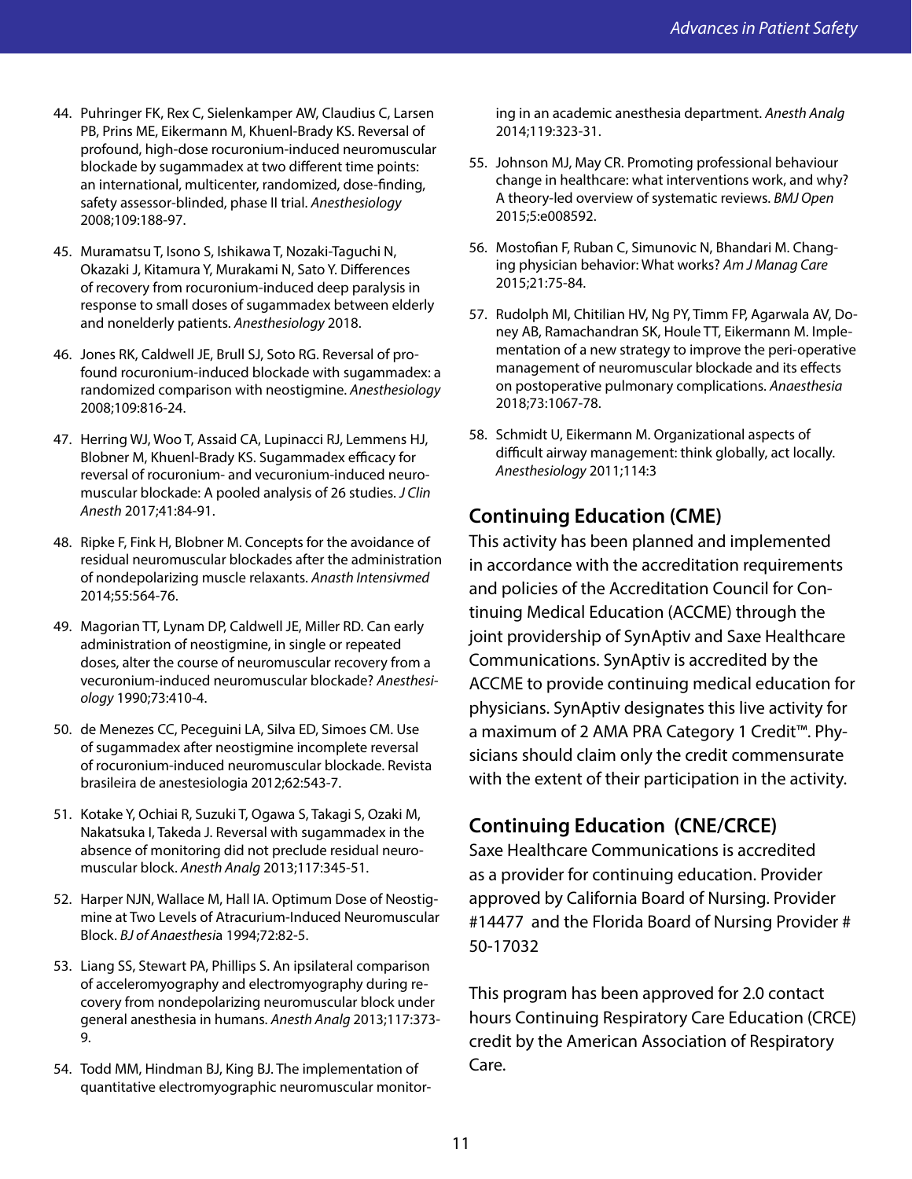44. Puhringer FK, Rex C, Sielenkamper AW, Claudius C, Larsen PB, Prins ME, Eikermann M, Khuenl-Brady KS. Reversal of profound, high-dose rocuronium-induced neuromuscular blockade by sugammadex at two different time points: an international, multicenter, randomized, dose-finding, safety assessor-blinded, phase II trial. *Anesthesiology* 2008;109:188-97.

45. Muramatsu T, Isono S, Ishikawa T, Nozaki-Taguchi N, Okazaki J, Kitamura Y, Murakami N, Sato Y. Differences of recovery from rocuronium-induced deep paralysis in response to small doses of sugammadex between elderly and nonelderly patients. *Anesthesiology* 2018.

46. Jones RK, Caldwell JE, Brull SJ, Soto RG. Reversal of profound rocuronium-induced blockade with sugammadex: a randomized comparison with neostigmine. *Anesthesiology* 2008;109:816-24.

47. Herring WJ, Woo T, Assaid CA, Lupinacci RJ, Lemmens HJ, Blobner M, Khuenl-Brady KS. Sugammadex efficacy for reversal of rocuronium- and vecuronium-induced neuromuscular blockade: A pooled analysis of 26 studies. *J Clin Anesth* 2017;41:84-91.

48. Ripke F, Fink H, Blobner M. Concepts for the avoidance of residual neuromuscular blockades after the administration of nondepolarizing muscle relaxants. *Anasth Intensivmed* 2014;55:564-76.

49. Magorian TT, Lynam DP, Caldwell JE, Miller RD. Can early administration of neostigmine, in single or repeated doses, alter the course of neuromuscular recovery from a vecuronium-induced neuromuscular blockade? *Anesthesiology* 1990;73:410-4.

50. de Menezes CC, Peceguini LA, Silva ED, Simoes CM. Use of sugammadex after neostigmine incomplete reversal of rocuronium-induced neuromuscular blockade. Revista brasileira de anestesiologia 2012;62:543-7.

51. Kotake Y, Ochiai R, Suzuki T, Ogawa S, Takagi S, Ozaki M, Nakatsuka I, Takeda J. Reversal with sugammadex in the absence of monitoring did not preclude residual neuromuscular block. *Anesth Analg* 2013;117:345-51.

52. Harper NJN, Wallace M, Hall IA. Optimum Dose of Neostigmine at Two Levels of Atracurium-Induced Neuromuscular Block. *BJ of Anaesthesia* 1994;72:82-5.

53. Liang SS, Stewart PA, Phillips S. An ipsilateral comparison of acceleromyography and electromyography during recovery from nondepolarizing neuromuscular block under general anesthesia in humans. *Anesth Analg* 2013;117:373-9.

54. Todd MM, Hindman BJ, King BJ. The implementation of quantitative electromyographic neuromuscular monitoring in an academic anesthesia department. *Anesth Analg* 2014;119:323-31.

55. Johnson MJ, May CR. Promoting professional behaviour change in healthcare: what interventions work, and why? A theory-led overview of systematic reviews. *BMJ Open* 2015;5:e008592.

56. Mostofian F, Ruban C, Simunovic N, Bhandari M. Changing physician behavior: What works? *Am J Manag Care* 2015;21:75-84.

57. Rudolph MI, Chitilian HV, Ng PY, Timm FP, Agarwala AV, Doney AB, Ramachandran SK, Houle TT, Eikermann M. Implementation of a new strategy to improve the peri-operative management of neuromuscular blockade and its effects on postoperative pulmonary complications. *Anaesthesia* 2018;73:1067-78.

58. Schmidt U, Eikermann M. Organizational aspects of difficult airway management: think globally, act locally. *Anesthesiology* 2011;114:3

## Continuing Education (CME)

This activity has been planned and implemented in accordance with the accreditation requirements and policies of the Accreditation Council for Continuing Medical Education (ACCME) through the joint providership of SynAptiv and Saxe Healthcare Communications. SynAptiv is accredited by the ACCME to provide continuing medical education for physicians. SynAptiv designates this live activity for a maximum of 2 AMA PRA Category 1 Credit™. Physicians should claim only the credit commensurate with the extent of their participation in the activity.

## Continuing Education (CNE/CRCE)

Saxe Healthcare Communications is accredited as a provider for continuing education. Provider approved by California Board of Nursing. Provider #14477 and the Florida Board of Nursing Provider # 50-17032

This program has been approved for 2.0 contact hours Continuing Respiratory Care Education (CRCE) credit by the American Association of Respiratory Care.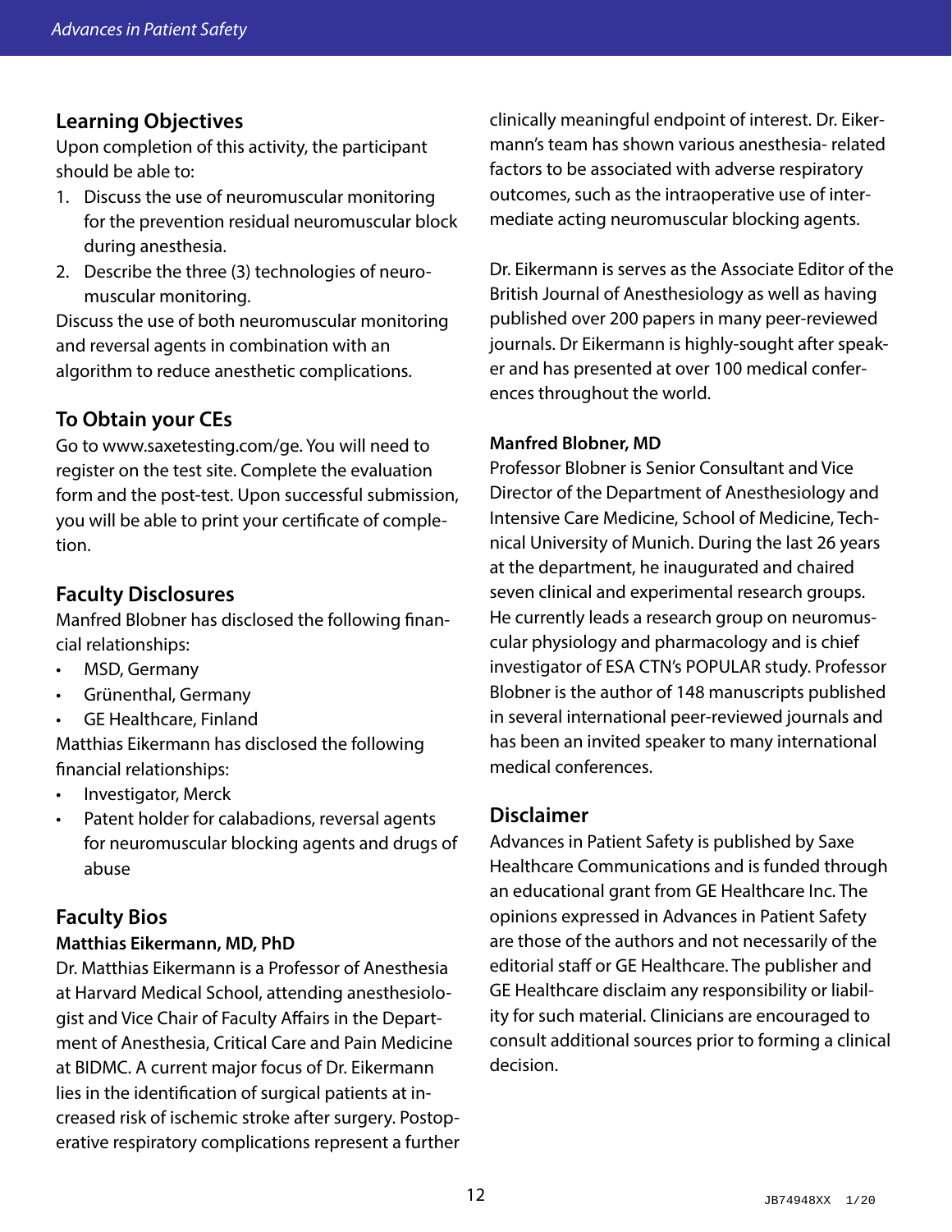## Learning Objectives

Upon completion of this activity, the participant should be able to:

1. Discuss the use of neuromuscular monitoring for the prevention residual neuromuscular block during anesthesia.
2. Describe the three (3) technologies of neuromuscular monitoring.

Discuss the use of both neuromuscular monitoring and reversal agents in combination with an algorithm to reduce anesthetic complications.

## To Obtain your CEs

Go to www.saxetesting.com/ge. You will need to register on the test site. Complete the evaluation form and the post-test. Upon successful submission, you will be able to print your certificate of completion.

## Faculty Disclosures

Manfred Blobner has disclosed the following financial relationships:

- MSD, Germany
- Grünenthal, Germany
- GE Healthcare, Finland

Matthias Eikermann has disclosed the following financial relationships:

- Investigator, Merck
- Patent holder for calabadions, reversal agents for neuromuscular blocking agents and drugs of abuse

## Faculty Bios

### Matthias Eikermann, MD, PhD

Dr. Matthias Eikermann is a Professor of Anesthesia at Harvard Medical School, attending anesthesiologist and Vice Chair of Faculty Affairs in the Department of Anesthesia, Critical Care and Pain Medicine at BIDMC. A current major focus of Dr. Eikermann lies in the identification of surgical patients at increased risk of ischemic stroke after surgery. Postoperative respiratory complications represent a further clinically meaningful endpoint of interest. Dr. Eikermann's team has shown various anesthesia- related factors to be associated with adverse respiratory outcomes, such as the intraoperative use of intermediate acting neuromuscular blocking agents.

Dr. Eikermann is serves as the Associate Editor of the British Journal of Anesthesiology as well as having published over 200 papers in many peer-reviewed journals. Dr Eikermann is highly-sought after speaker and has presented at over 100 medical conferences throughout the world.

### Manfred Blobner, MD

Professor Blobner is Senior Consultant and Vice Director of the Department of Anesthesiology and Intensive Care Medicine, School of Medicine, Technical University of Munich. During the last 26 years at the department, he inaugurated and chaired seven clinical and experimental research groups. He currently leads a research group on neuromuscular physiology and pharmacology and is chief investigator of ESA CTN's POPULAR study. Professor Blobner is the author of 148 manuscripts published in several international peer-reviewed journals and has been an invited speaker to many international medical conferences.

## Disclaimer

Advances in Patient Safety is published by Saxe Healthcare Communications and is funded through an educational grant from GE Healthcare Inc. The opinions expressed in Advances in Patient Safety are those of the authors and not necessarily of the editorial staff or GE Healthcare. The publisher and GE Healthcare disclaim any responsibility or liability for such material. Clinicians are encouraged to consult additional sources prior to forming a clinical decision.

JB74948XX 1/20